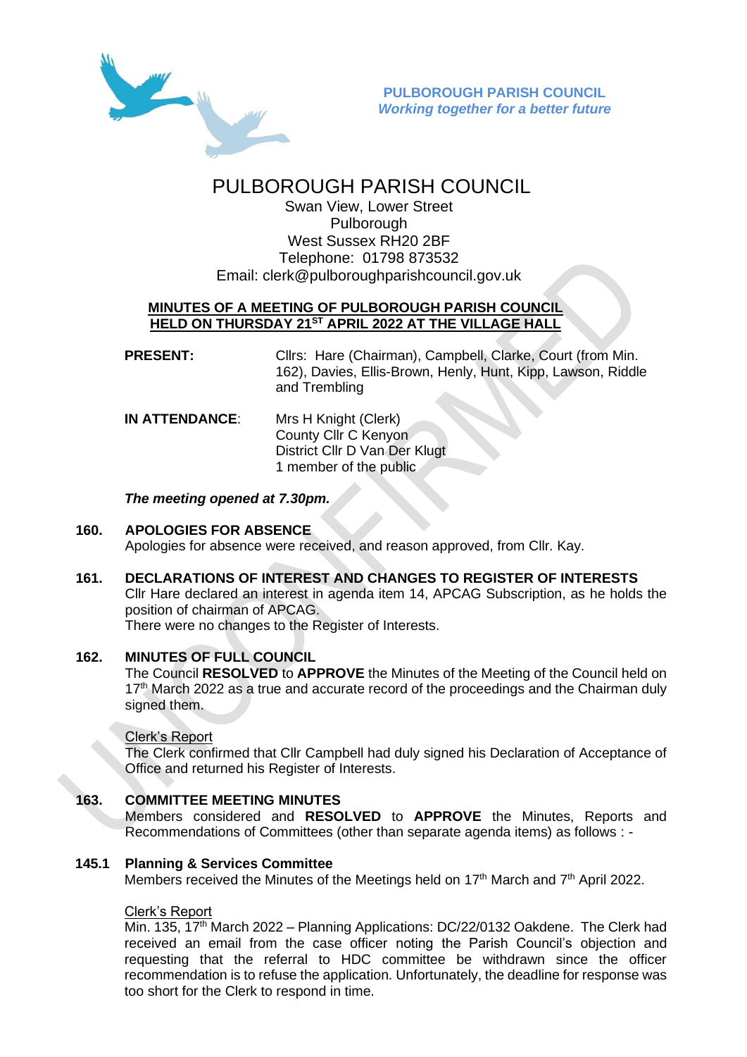**PULBOROUGH PARISH COUNCIL**
*Working together for a better future*

# PULBOROUGH PARISH COUNCIL

Swan View, Lower Street
Pulborough
West Sussex RH20 2BF
Telephone: 01798 873532
Email: clerk@pulboroughparishcouncil.gov.uk

## MINUTES OF A MEETING OF PULBOROUGH PARISH COUNCIL HELD ON THURSDAY 21ST APRIL 2022 AT THE VILLAGE HALL

**PRESENT:** Cllrs: Hare (Chairman), Campbell, Clarke, Court (from Min. 162), Davies, Ellis-Brown, Henly, Hunt, Kipp, Lawson, Riddle and Trembling

**IN ATTENDANCE:** Mrs H Knight (Clerk)
County Cllr C Kenyon
District Cllr D Van Der Klugt
1 member of the public

***The meeting opened at 7.30pm.***

### 160. APOLOGIES FOR ABSENCE

Apologies for absence were received, and reason approved, from Cllr. Kay.

### 161. DECLARATIONS OF INTEREST AND CHANGES TO REGISTER OF INTERESTS

Cllr Hare declared an interest in agenda item 14, APCAG Subscription, as he holds the position of chairman of APCAG.
There were no changes to the Register of Interests.

### 162. MINUTES OF FULL COUNCIL

The Council **RESOLVED** to **APPROVE** the Minutes of the Meeting of the Council held on 17th March 2022 as a true and accurate record of the proceedings and the Chairman duly signed them.

Clerk's Report
The Clerk confirmed that Cllr Campbell had duly signed his Declaration of Acceptance of Office and returned his Register of Interests.

### 163. COMMITTEE MEETING MINUTES

Members considered and **RESOLVED** to **APPROVE** the Minutes, Reports and Recommendations of Committees (other than separate agenda items) as follows : -

### 145.1 Planning & Services Committee

Members received the Minutes of the Meetings held on 17th March and 7th April 2022.

Clerk's Report
Min. 135, 17th March 2022 – Planning Applications: DC/22/0132 Oakdene. The Clerk had received an email from the case officer noting the Parish Council's objection and requesting that the referral to HDC committee be withdrawn since the officer recommendation is to refuse the application. Unfortunately, the deadline for response was too short for the Clerk to respond in time.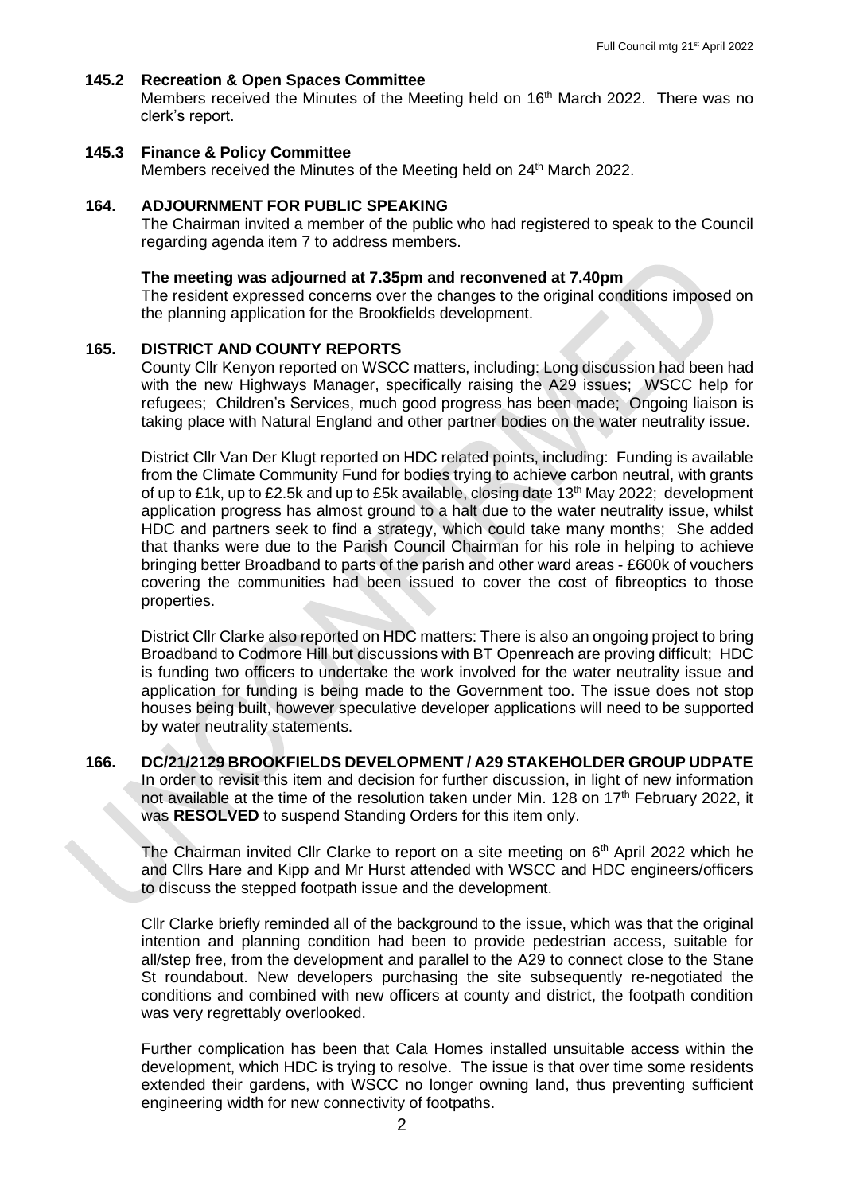### 145.2 Recreation & Open Spaces Committee

Members received the Minutes of the Meeting held on 16th March 2022. There was no clerk's report.

### 145.3 Finance & Policy Committee

Members received the Minutes of the Meeting held on 24th March 2022.

### 164. ADJOURNMENT FOR PUBLIC SPEAKING

The Chairman invited a member of the public who had registered to speak to the Council regarding agenda item 7 to address members.

**The meeting was adjourned at 7.35pm and reconvened at 7.40pm**

The resident expressed concerns over the changes to the original conditions imposed on the planning application for the Brookfields development.

### 165. DISTRICT AND COUNTY REPORTS

County Cllr Kenyon reported on WSCC matters, including: Long discussion had been had with the new Highways Manager, specifically raising the A29 issues; WSCC help for refugees; Children's Services, much good progress has been made; Ongoing liaison is taking place with Natural England and other partner bodies on the water neutrality issue.

District Cllr Van Der Klugt reported on HDC related points, including: Funding is available from the Climate Community Fund for bodies trying to achieve carbon neutral, with grants of up to £1k, up to £2.5k and up to £5k available, closing date 13th May 2022; development application progress has almost ground to a halt due to the water neutrality issue, whilst HDC and partners seek to find a strategy, which could take many months; She added that thanks were due to the Parish Council Chairman for his role in helping to achieve bringing better Broadband to parts of the parish and other ward areas - £600k of vouchers covering the communities had been issued to cover the cost of fibreoptics to those properties.

District Cllr Clarke also reported on HDC matters: There is also an ongoing project to bring Broadband to Codmore Hill but discussions with BT Openreach are proving difficult; HDC is funding two officers to undertake the work involved for the water neutrality issue and application for funding is being made to the Government too. The issue does not stop houses being built, however speculative developer applications will need to be supported by water neutrality statements.

### 166. DC/21/2129 BROOKFIELDS DEVELOPMENT / A29 STAKEHOLDER GROUP UDPATE

In order to revisit this item and decision for further discussion, in light of new information not available at the time of the resolution taken under Min. 128 on 17th February 2022, it was **RESOLVED** to suspend Standing Orders for this item only.

The Chairman invited Cllr Clarke to report on a site meeting on 6th April 2022 which he and Cllrs Hare and Kipp and Mr Hurst attended with WSCC and HDC engineers/officers to discuss the stepped footpath issue and the development.

Cllr Clarke briefly reminded all of the background to the issue, which was that the original intention and planning condition had been to provide pedestrian access, suitable for all/step free, from the development and parallel to the A29 to connect close to the Stane St roundabout. New developers purchasing the site subsequently re-negotiated the conditions and combined with new officers at county and district, the footpath condition was very regrettably overlooked.

Further complication has been that Cala Homes installed unsuitable access within the development, which HDC is trying to resolve. The issue is that over time some residents extended their gardens, with WSCC no longer owning land, thus preventing sufficient engineering width for new connectivity of footpaths.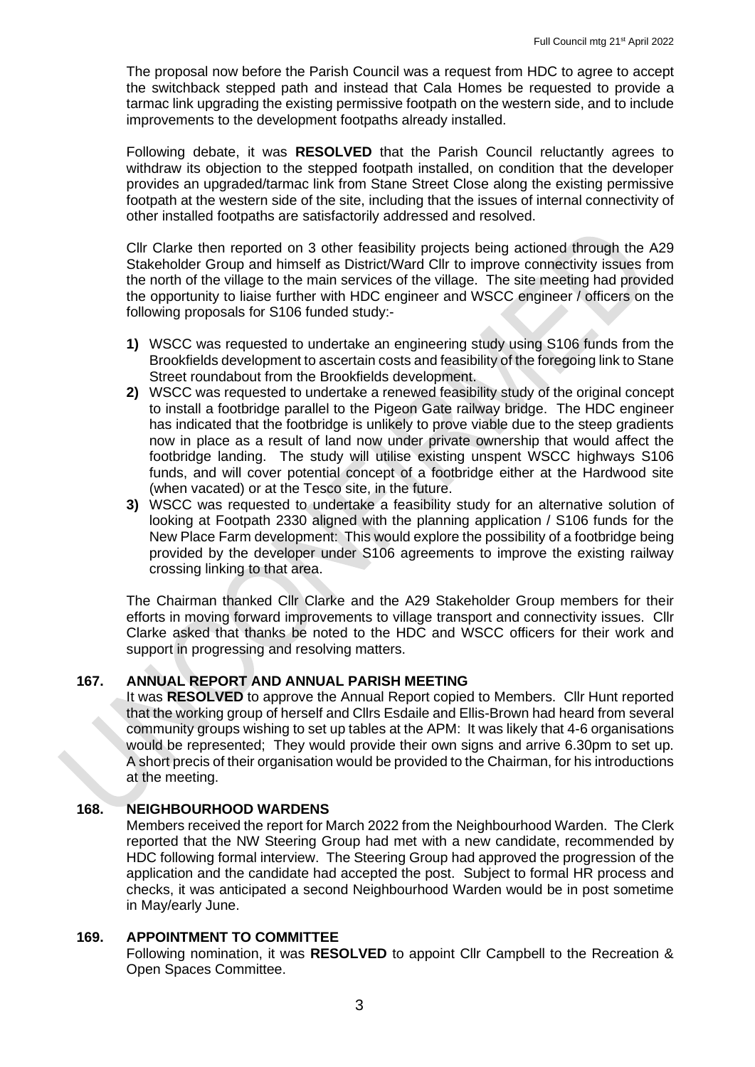The proposal now before the Parish Council was a request from HDC to agree to accept the switchback stepped path and instead that Cala Homes be requested to provide a tarmac link upgrading the existing permissive footpath on the western side, and to include improvements to the development footpaths already installed.

Following debate, it was **RESOLVED** that the Parish Council reluctantly agrees to withdraw its objection to the stepped footpath installed, on condition that the developer provides an upgraded/tarmac link from Stane Street Close along the existing permissive footpath at the western side of the site, including that the issues of internal connectivity of other installed footpaths are satisfactorily addressed and resolved.

Cllr Clarke then reported on 3 other feasibility projects being actioned through the A29 Stakeholder Group and himself as District/Ward Cllr to improve connectivity issues from the north of the village to the main services of the village. The site meeting had provided the opportunity to liaise further with HDC engineer and WSCC engineer / officers on the following proposals for S106 funded study:-

1) WSCC was requested to undertake an engineering study using S106 funds from the Brookfields development to ascertain costs and feasibility of the foregoing link to Stane Street roundabout from the Brookfields development.
2) WSCC was requested to undertake a renewed feasibility study of the original concept to install a footbridge parallel to the Pigeon Gate railway bridge. The HDC engineer has indicated that the footbridge is unlikely to prove viable due to the steep gradients now in place as a result of land now under private ownership that would affect the footbridge landing. The study will utilise existing unspent WSCC highways S106 funds, and will cover potential concept of a footbridge either at the Hardwood site (when vacated) or at the Tesco site, in the future.
3) WSCC was requested to undertake a feasibility study for an alternative solution of looking at Footpath 2330 aligned with the planning application / S106 funds for the New Place Farm development: This would explore the possibility of a footbridge being provided by the developer under S106 agreements to improve the existing railway crossing linking to that area.

The Chairman thanked Cllr Clarke and the A29 Stakeholder Group members for their efforts in moving forward improvements to village transport and connectivity issues. Cllr Clarke asked that thanks be noted to the HDC and WSCC officers for their work and support in progressing and resolving matters.

## 167. ANNUAL REPORT AND ANNUAL PARISH MEETING

It was **RESOLVED** to approve the Annual Report copied to Members. Cllr Hunt reported that the working group of herself and Cllrs Esdaile and Ellis-Brown had heard from several community groups wishing to set up tables at the APM: It was likely that 4-6 organisations would be represented; They would provide their own signs and arrive 6.30pm to set up. A short precis of their organisation would be provided to the Chairman, for his introductions at the meeting.

## 168. NEIGHBOURHOOD WARDENS

Members received the report for March 2022 from the Neighbourhood Warden. The Clerk reported that the NW Steering Group had met with a new candidate, recommended by HDC following formal interview. The Steering Group had approved the progression of the application and the candidate had accepted the post. Subject to formal HR process and checks, it was anticipated a second Neighbourhood Warden would be in post sometime in May/early June.

## 169. APPOINTMENT TO COMMITTEE

Following nomination, it was **RESOLVED** to appoint Cllr Campbell to the Recreation & Open Spaces Committee.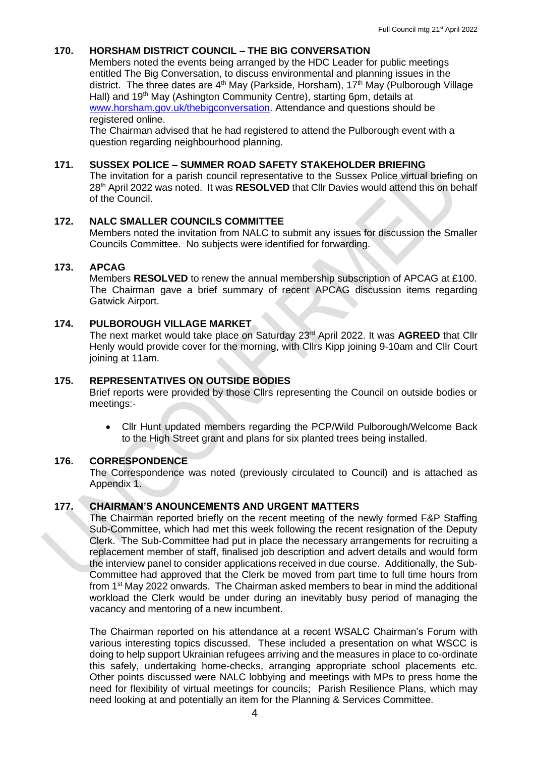## 170. HORSHAM DISTRICT COUNCIL – THE BIG CONVERSATION

Members noted the events being arranged by the HDC Leader for public meetings entitled The Big Conversation, to discuss environmental and planning issues in the district. The three dates are 4th May (Parkside, Horsham), 17th May (Pulborough Village Hall) and 19th May (Ashington Community Centre), starting 6pm, details at www.horsham.gov.uk/thebigconversation. Attendance and questions should be registered online.

The Chairman advised that he had registered to attend the Pulborough event with a question regarding neighbourhood planning.

## 171. SUSSEX POLICE – SUMMER ROAD SAFETY STAKEHOLDER BRIEFING

The invitation for a parish council representative to the Sussex Police virtual briefing on 28th April 2022 was noted. It was **RESOLVED** that Cllr Davies would attend this on behalf of the Council.

## 172. NALC SMALLER COUNCILS COMMITTEE

Members noted the invitation from NALC to submit any issues for discussion the Smaller Councils Committee. No subjects were identified for forwarding.

## 173. APCAG

Members **RESOLVED** to renew the annual membership subscription of APCAG at £100. The Chairman gave a brief summary of recent APCAG discussion items regarding Gatwick Airport.

## 174. PULBOROUGH VILLAGE MARKET

The next market would take place on Saturday 23rd April 2022. It was **AGREED** that Cllr Henly would provide cover for the morning, with Cllrs Kipp joining 9-10am and Cllr Court joining at 11am.

## 175. REPRESENTATIVES ON OUTSIDE BODIES

Brief reports were provided by those Cllrs representing the Council on outside bodies or meetings:-

- Cllr Hunt updated members regarding the PCP/Wild Pulborough/Welcome Back to the High Street grant and plans for six planted trees being installed.

## 176. CORRESPONDENCE

The Correspondence was noted (previously circulated to Council) and is attached as Appendix 1.

## 177. CHAIRMAN'S ANOUNCEMENTS AND URGENT MATTERS

The Chairman reported briefly on the recent meeting of the newly formed F&P Staffing Sub-Committee, which had met this week following the recent resignation of the Deputy Clerk. The Sub-Committee had put in place the necessary arrangements for recruiting a replacement member of staff, finalised job description and advert details and would form the interview panel to consider applications received in due course. Additionally, the Sub-Committee had approved that the Clerk be moved from part time to full time hours from from 1st May 2022 onwards. The Chairman asked members to bear in mind the additional workload the Clerk would be under during an inevitably busy period of managing the vacancy and mentoring of a new incumbent.

The Chairman reported on his attendance at a recent WSALC Chairman's Forum with various interesting topics discussed. These included a presentation on what WSCC is doing to help support Ukrainian refugees arriving and the measures in place to co-ordinate this safely, undertaking home-checks, arranging appropriate school placements etc. Other points discussed were NALC lobbying and meetings with MPs to press home the need for flexibility of virtual meetings for councils; Parish Resilience Plans, which may need looking at and potentially an item for the Planning & Services Committee.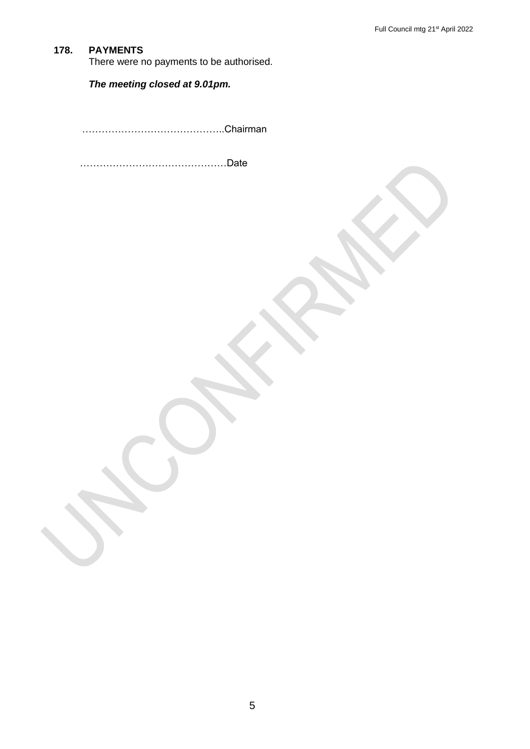## 178. PAYMENTS

There were no payments to be authorised.

***The meeting closed at 9.01pm.***

……………………………………..Chairman

………………………………………Date

UNCONFIRMED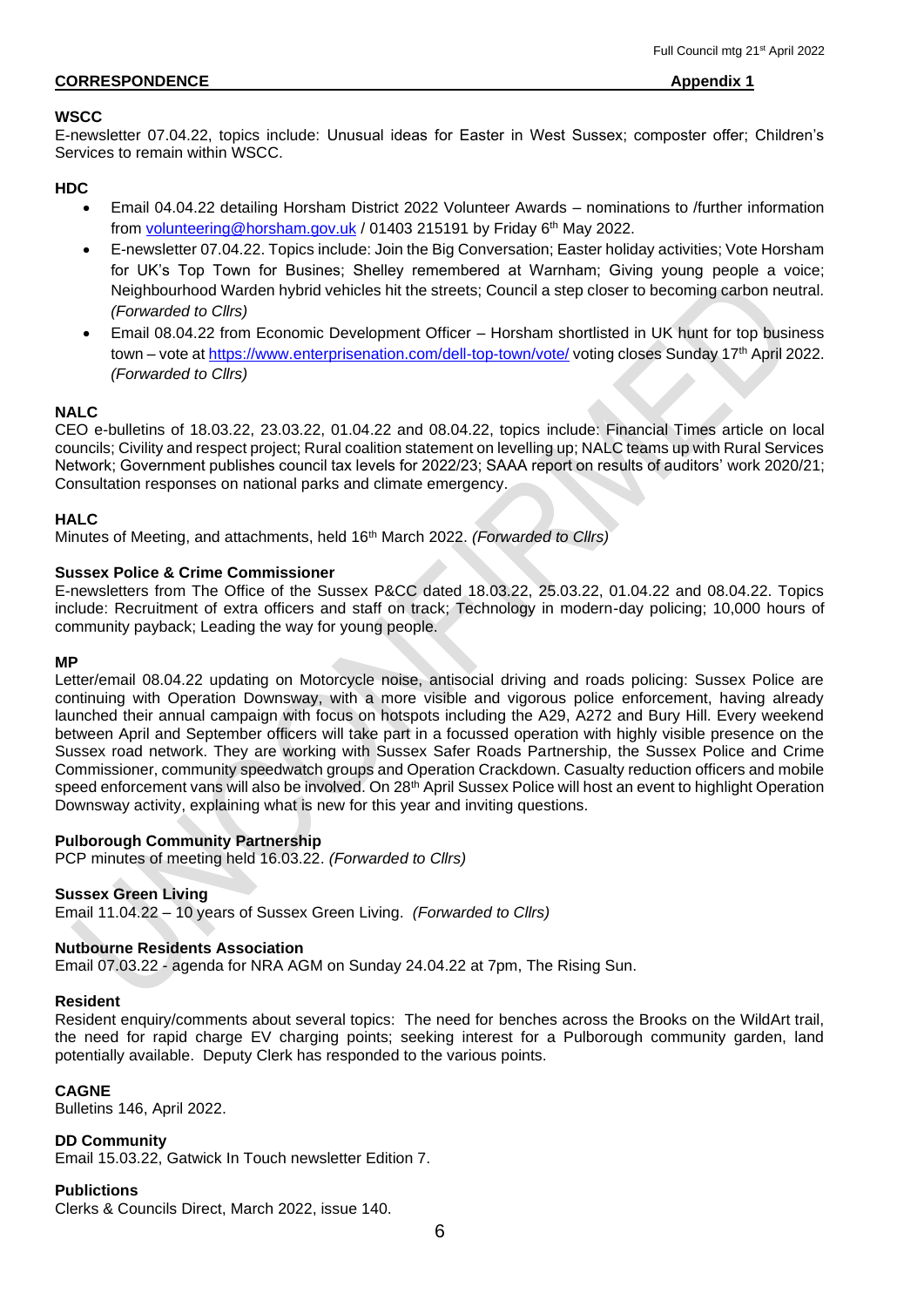**CORRESPONDENCE** **Appendix 1**

**WSCC**

E-newsletter 07.04.22, topics include: Unusual ideas for Easter in West Sussex; composter offer; Children's Services to remain within WSCC.

**HDC**

- Email 04.04.22 detailing Horsham District 2022 Volunteer Awards – nominations to /further information from volunteering@horsham.gov.uk / 01403 215191 by Friday 6th May 2022.
- E-newsletter 07.04.22. Topics include: Join the Big Conversation; Easter holiday activities; Vote Horsham for UK's Top Town for Busines; Shelley remembered at Warnham; Giving young people a voice; Neighbourhood Warden hybrid vehicles hit the streets; Council a step closer to becoming carbon neutral. *(Forwarded to Cllrs)*
- Email 08.04.22 from Economic Development Officer – Horsham shortlisted in UK hunt for top business town – vote at https://www.enterprisenation.com/dell-top-town/vote/ voting closes Sunday 17th April 2022. *(Forwarded to Cllrs)*

**NALC**

CEO e-bulletins of 18.03.22, 23.03.22, 01.04.22 and 08.04.22, topics include: Financial Times article on local councils; Civility and respect project; Rural coalition statement on levelling up; NALC teams up with Rural Services Network; Government publishes council tax levels for 2022/23; SAAA report on results of auditors' work 2020/21; Consultation responses on national parks and climate emergency.

**HALC**

Minutes of Meeting, and attachments, held 16th March 2022. *(Forwarded to Cllrs)*

**Sussex Police & Crime Commissioner**

E-newsletters from The Office of the Sussex P&CC dated 18.03.22, 25.03.22, 01.04.22 and 08.04.22. Topics include: Recruitment of extra officers and staff on track; Technology in modern-day policing; 10,000 hours of community payback; Leading the way for young people.

**MP**

Letter/email 08.04.22 updating on Motorcycle noise, antisocial driving and roads policing: Sussex Police are continuing with Operation Downsway, with a more visible and vigorous police enforcement, having already launched their annual campaign with focus on hotspots including the A29, A272 and Bury Hill. Every weekend between April and September officers will take part in a focussed operation with highly visible presence on the Sussex road network. They are working with Sussex Safer Roads Partnership, the Sussex Police and Crime Commissioner, community speedwatch groups and Operation Crackdown. Casualty reduction officers and mobile speed enforcement vans will also be involved. On 28th April Sussex Police will host an event to highlight Operation Downsway activity, explaining what is new for this year and inviting questions.

**Pulborough Community Partnership**

PCP minutes of meeting held 16.03.22. *(Forwarded to Cllrs)*

**Sussex Green Living**

Email 11.04.22 – 10 years of Sussex Green Living. *(Forwarded to Cllrs)*

**Nutbourne Residents Association**

Email 07.03.22 - agenda for NRA AGM on Sunday 24.04.22 at 7pm, The Rising Sun.

**Resident**

Resident enquiry/comments about several topics: The need for benches across the Brooks on the WildArt trail, the need for rapid charge EV charging points; seeking interest for a Pulborough community garden, land potentially available. Deputy Clerk has responded to the various points.

**CAGNE**

Bulletins 146, April 2022.

**DD Community**

Email 15.03.22, Gatwick In Touch newsletter Edition 7.

**Publictions**

Clerks & Councils Direct, March 2022, issue 140.